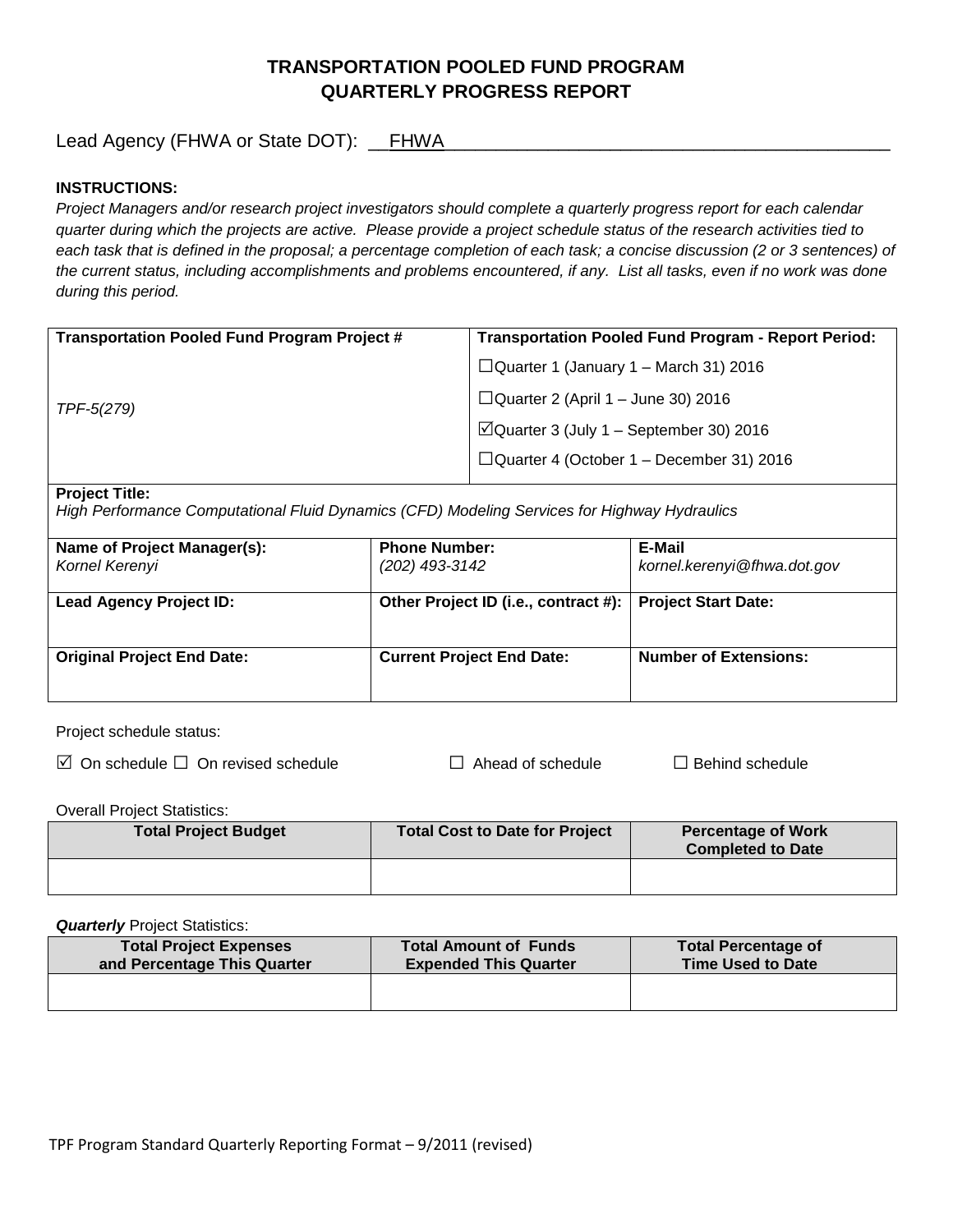# TRANSPORTATION POOLED FUND PROGRAM
# QUARTERLY PROGRESS REPORT

Lead Agency (FHWA or State DOT): FHWA

**INSTRUCTIONS:**

*Project Managers and/or research project investigators should complete a quarterly progress report for each calendar quarter during which the projects are active. Please provide a project schedule status of the research activities tied to each task that is defined in the proposal; a percentage completion of each task; a concise discussion (2 or 3 sentences) of the current status, including accomplishments and problems encountered, if any. List all tasks, even if no work was done during this period.*

| **Transportation Pooled Fund Program Project #** | **Transportation Pooled Fund Program - Report Period:** |
|---|---|
| *TPF-5(279)* | ☐Quarter 1 (January 1 – March 31) 2016<br>☐Quarter 2 (April 1 – June 30) 2016<br>☑Quarter 3 (July 1 – September 30) 2016<br>☐Quarter 4 (October 1 – December 31) 2016 |

**Project Title:**
*High Performance Computational Fluid Dynamics (CFD) Modeling Services for Highway Hydraulics*

| **Name of Project Manager(s):** | **Phone Number:** | **E-Mail** |
|---|---|---|
| *Kornel Kerenyi* | *(202) 493-3142* | *kornel.kerenyi@fhwa.dot.gov* |
| **Lead Agency Project ID:** | **Other Project ID (i.e., contract #):** | **Project Start Date:** |
| | | |
| **Original Project End Date:** | **Current Project End Date:** | **Number of Extensions:** |
| | | |

Project schedule status:

☑ On schedule ☐ On revised schedule ☐ Ahead of schedule ☐ Behind schedule

Overall Project Statistics:

| Total Project Budget | Total Cost to Date for Project | Percentage of Work Completed to Date |
|---|---|---|
| | | |

***Quarterly*** Project Statistics:

| Total Project Expenses and Percentage This Quarter | Total Amount of Funds Expended This Quarter | Total Percentage of Time Used to Date |
|---|---|---|
| | | |

TPF Program Standard Quarterly Reporting Format – 9/2011 (revised)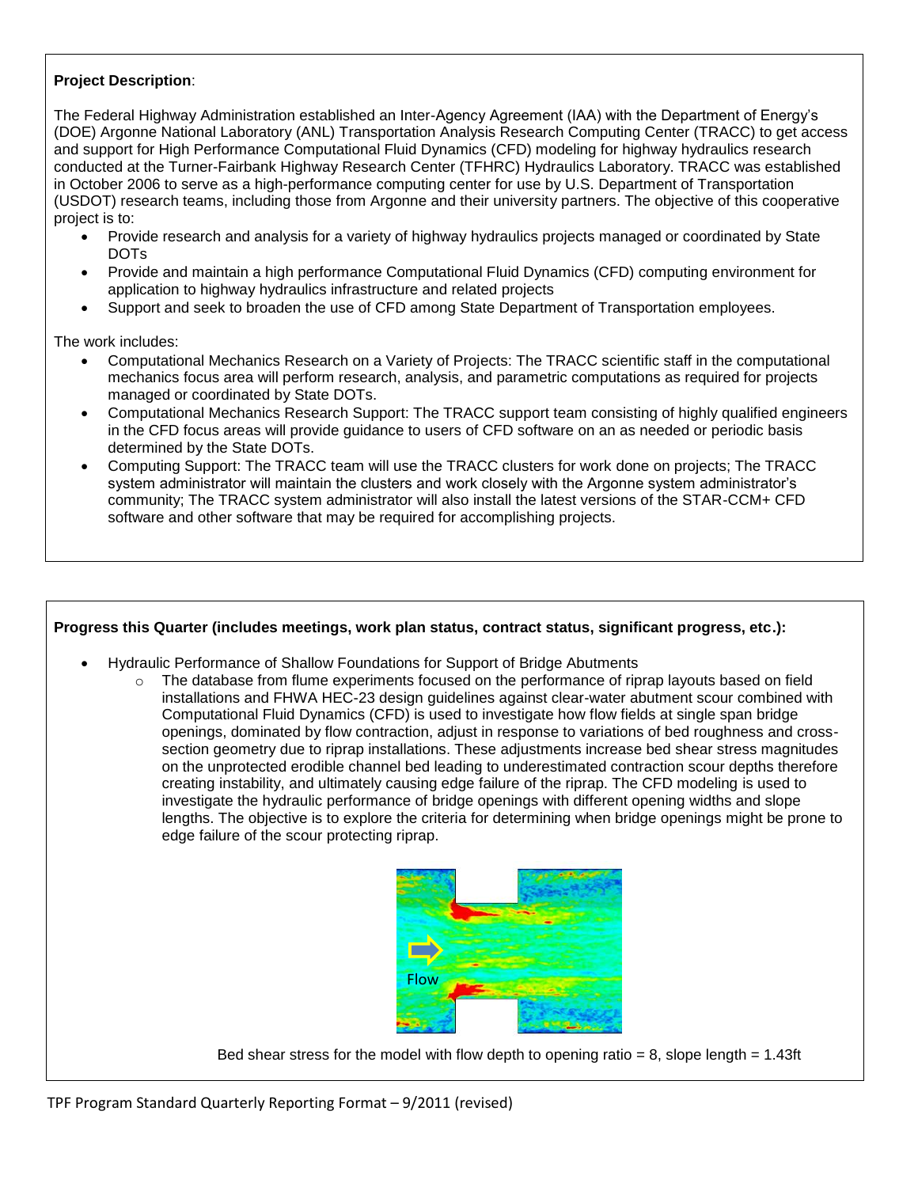**Project Description**:

The Federal Highway Administration established an Inter-Agency Agreement (IAA) with the Department of Energy's (DOE) Argonne National Laboratory (ANL) Transportation Analysis Research Computing Center (TRACC) to get access and support for High Performance Computational Fluid Dynamics (CFD) modeling for highway hydraulics research conducted at the Turner-Fairbank Highway Research Center (TFHRC) Hydraulics Laboratory. TRACC was established in October 2006 to serve as a high-performance computing center for use by U.S. Department of Transportation (USDOT) research teams, including those from Argonne and their university partners. The objective of this cooperative project is to:

- Provide research and analysis for a variety of highway hydraulics projects managed or coordinated by State DOTs
- Provide and maintain a high performance Computational Fluid Dynamics (CFD) computing environment for application to highway hydraulics infrastructure and related projects
- Support and seek to broaden the use of CFD among State Department of Transportation employees.

The work includes:

- Computational Mechanics Research on a Variety of Projects: The TRACC scientific staff in the computational mechanics focus area will perform research, analysis, and parametric computations as required for projects managed or coordinated by State DOTs.
- Computational Mechanics Research Support: The TRACC support team consisting of highly qualified engineers in the CFD focus areas will provide guidance to users of CFD software on an as needed or periodic basis determined by the State DOTs.
- Computing Support: The TRACC team will use the TRACC clusters for work done on projects; The TRACC system administrator will maintain the clusters and work closely with the Argonne system administrator's community; The TRACC system administrator will also install the latest versions of the STAR-CCM+ CFD software and other software that may be required for accomplishing projects.

**Progress this Quarter (includes meetings, work plan status, contract status, significant progress, etc.):**

- Hydraulic Performance of Shallow Foundations for Support of Bridge Abutments
  - The database from flume experiments focused on the performance of riprap layouts based on field installations and FHWA HEC-23 design guidelines against clear-water abutment scour combined with Computational Fluid Dynamics (CFD) is used to investigate how flow fields at single span bridge openings, dominated by flow contraction, adjust in response to variations of bed roughness and cross-section geometry due to riprap installations. These adjustments increase bed shear stress magnitudes on the unprotected erodible channel bed leading to underestimated contraction scour depths therefore creating instability, and ultimately causing edge failure of the riprap. The CFD modeling is used to investigate the hydraulic performance of bridge openings with different opening widths and slope lengths. The objective is to explore the criteria for determining when bridge openings might be prone to edge failure of the scour protecting riprap.

Flow

Bed shear stress for the model with flow depth to opening ratio = 8, slope length = 1.43ft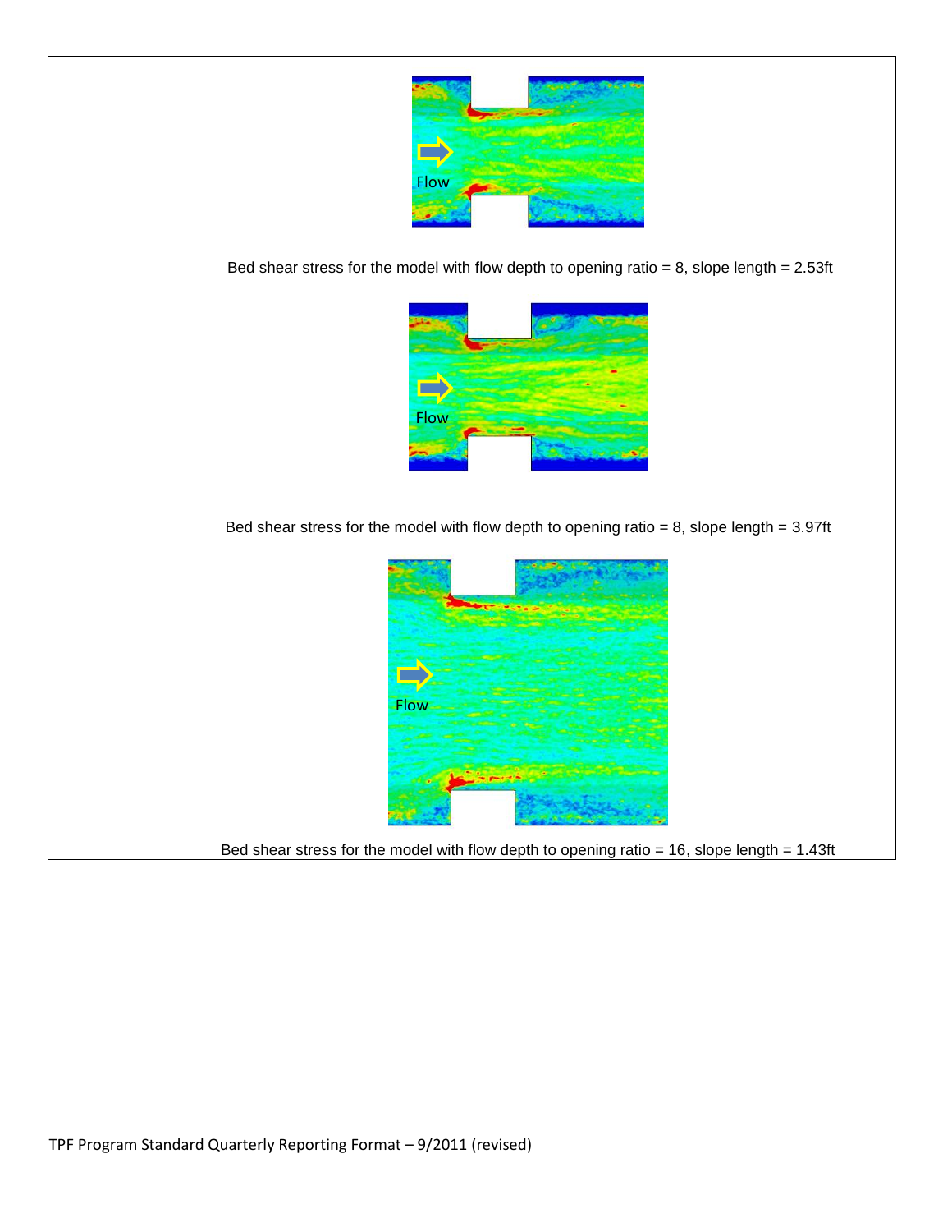Bed shear stress for the model with flow depth to opening ratio = 8, slope length = 2.53ft

Bed shear stress for the model with flow depth to opening ratio = 8, slope length = 3.97ft

Bed shear stress for the model with flow depth to opening ratio = 16, slope length = 1.43ft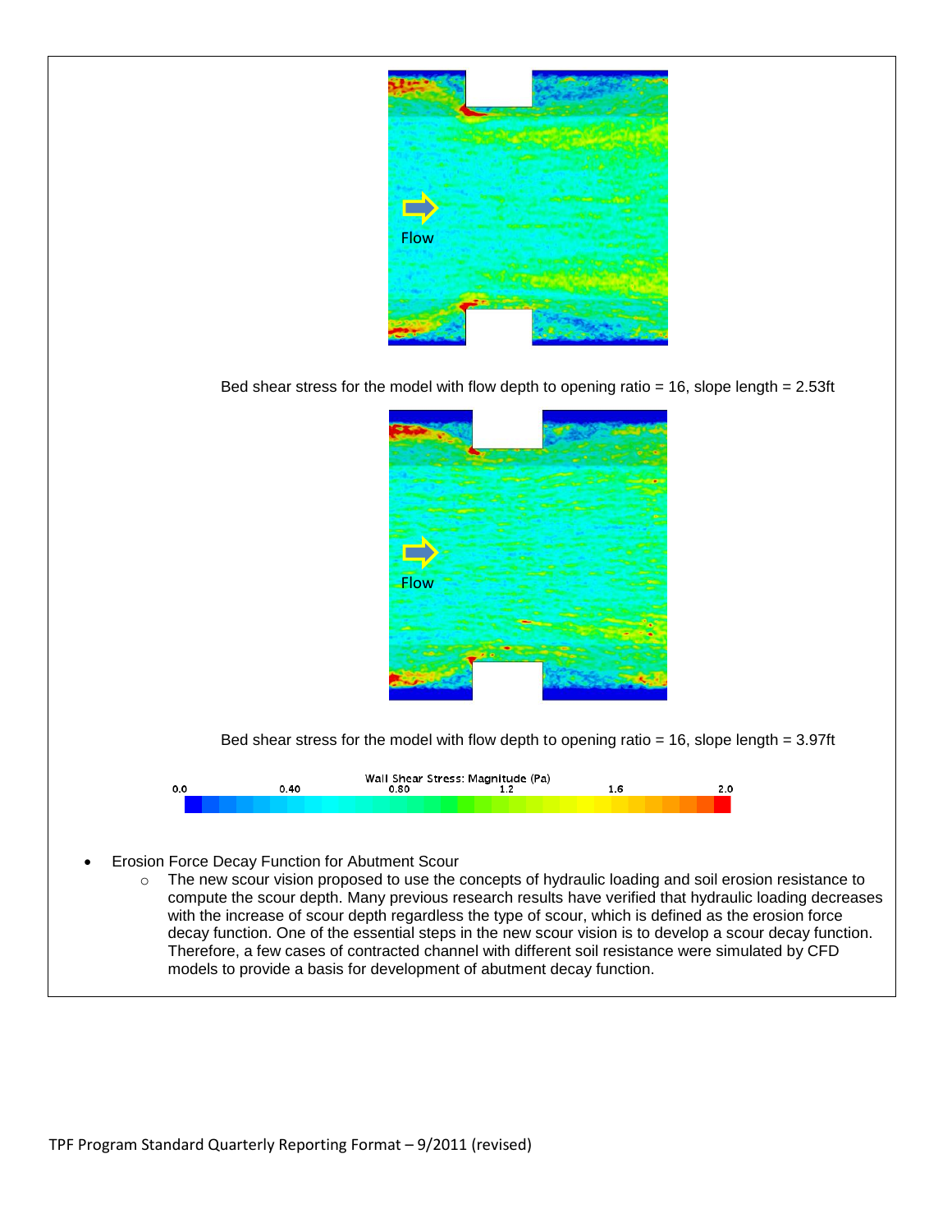Bed shear stress for the model with flow depth to opening ratio = 16, slope length = 2.53ft

Bed shear stress for the model with flow depth to opening ratio = 16, slope length = 3.97ft

- Erosion Force Decay Function for Abutment Scour
  - The new scour vision proposed to use the concepts of hydraulic loading and soil erosion resistance to compute the scour depth. Many previous research results have verified that hydraulic loading decreases with the increase of scour depth regardless the type of scour, which is defined as the erosion force decay function. One of the essential steps in the new scour vision is to develop a scour decay function. Therefore, a few cases of contracted channel with different soil resistance were simulated by CFD models to provide a basis for development of abutment decay function.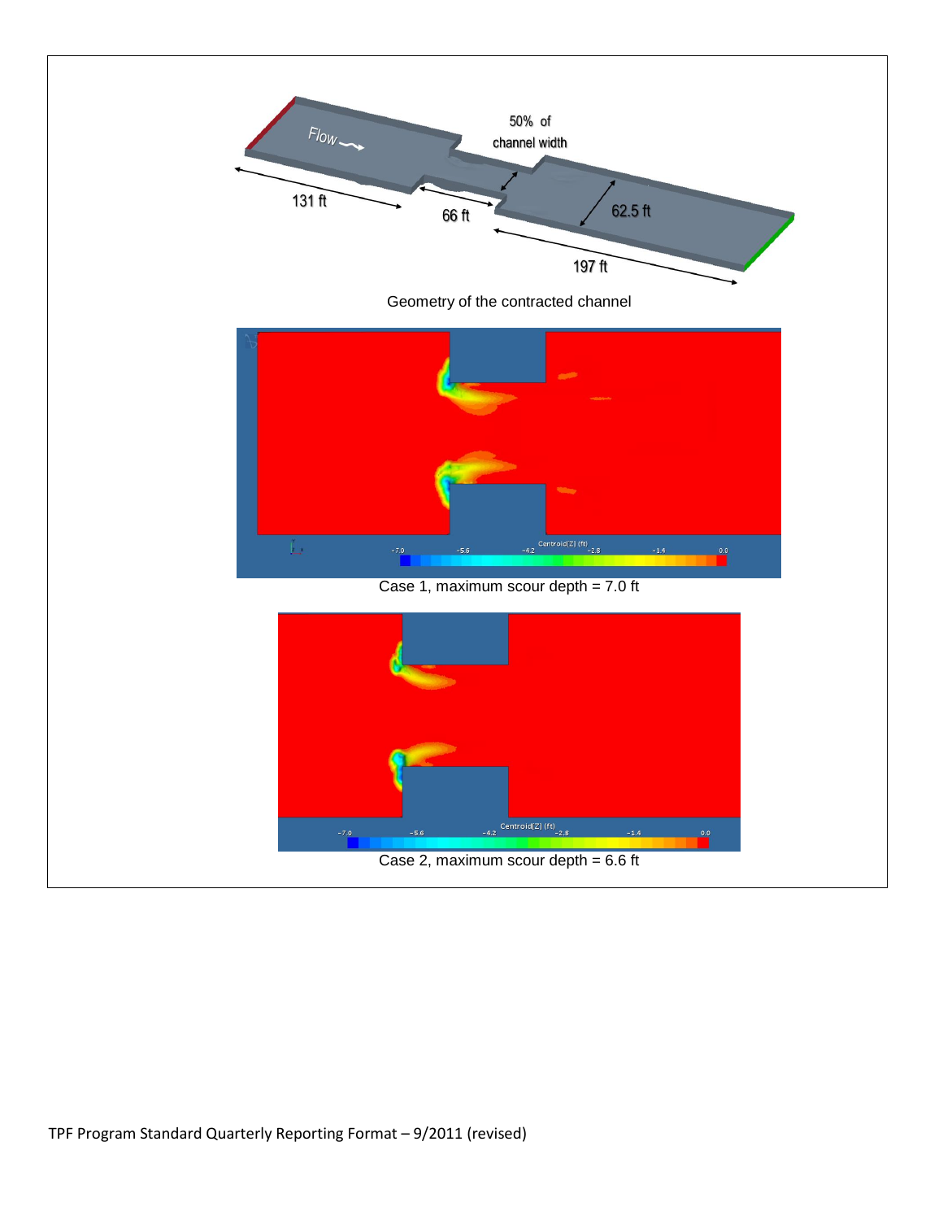Geometry of the contracted channel

Case 1, maximum scour depth = 7.0 ft

Case 2, maximum scour depth = 6.6 ft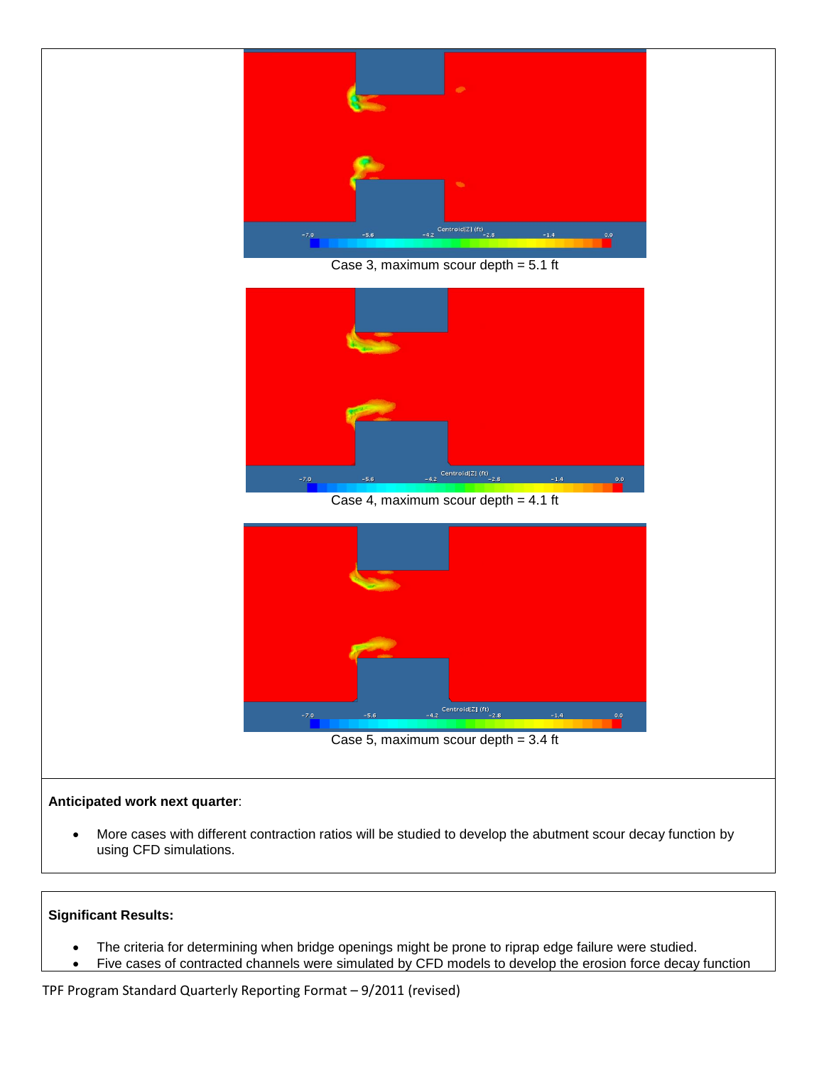Case 3, maximum scour depth = 5.1 ft

Case 4, maximum scour depth = 4.1 ft

Case 5, maximum scour depth = 3.4 ft

**Anticipated work next quarter**:

- More cases with different contraction ratios will be studied to develop the abutment scour decay function by using CFD simulations.

**Significant Results:**

- The criteria for determining when bridge openings might be prone to riprap edge failure were studied.
- Five cases of contracted channels were simulated by CFD models to develop the erosion force decay function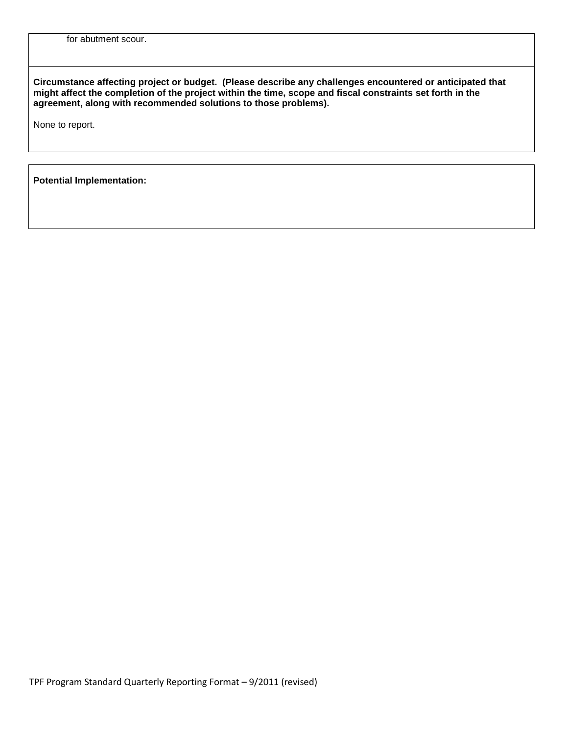for abutment scour.

**Circumstance affecting project or budget. (Please describe any challenges encountered or anticipated that might affect the completion of the project within the time, scope and fiscal constraints set forth in the agreement, along with recommended solutions to those problems).**

None to report.

**Potential Implementation:**